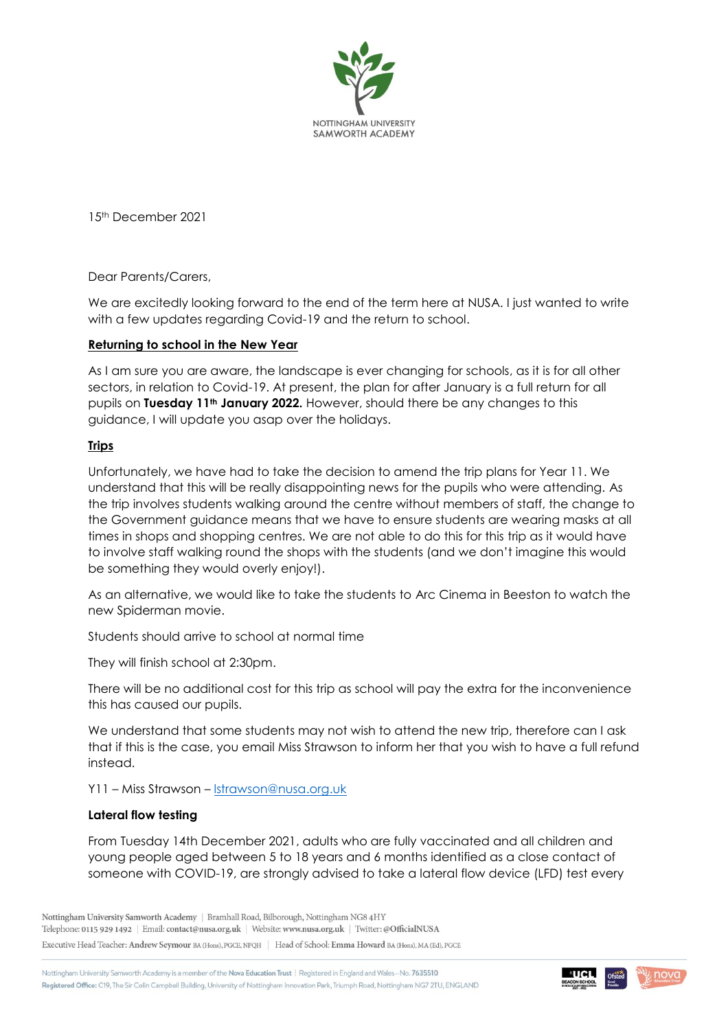NOTTINGHAM UNIVERSITY
SAMWORTH ACADEMY

15th December 2021

Dear Parents/Carers,

We are excitedly looking forward to the end of the term here at NUSA. I just wanted to write with a few updates regarding Covid-19 and the return to school.

**Returning to school in the New Year**

As I am sure you are aware, the landscape is ever changing for schools, as it is for all other sectors, in relation to Covid-19. At present, the plan for after January is a full return for all pupils on **Tuesday 11th January 2022.** However, should there be any changes to this guidance, I will update you asap over the holidays.

**Trips**

Unfortunately, we have had to take the decision to amend the trip plans for Year 11. We understand that this will be really disappointing news for the pupils who were attending. As the trip involves students walking around the centre without members of staff, the change to the Government guidance means that we have to ensure students are wearing masks at all times in shops and shopping centres. We are not able to do this for this trip as it would have to involve staff walking round the shops with the students (and we don't imagine this would be something they would overly enjoy!).

As an alternative, we would like to take the students to Arc Cinema in Beeston to watch the new Spiderman movie.

Students should arrive to school at normal time

They will finish school at 2:30pm.

There will be no additional cost for this trip as school will pay the extra for the inconvenience this has caused our pupils.

We understand that some students may not wish to attend the new trip, therefore can I ask that if this is the case, you email Miss Strawson to inform her that you wish to have a full refund instead.

Y11 – Miss Strawson – lstrawson@nusa.org.uk

**Lateral flow testing**

From Tuesday 14th December 2021, adults who are fully vaccinated and all children and young people aged between 5 to 18 years and 6 months identified as a close contact of someone with COVID-19, are strongly advised to take a lateral flow device (LFD) test every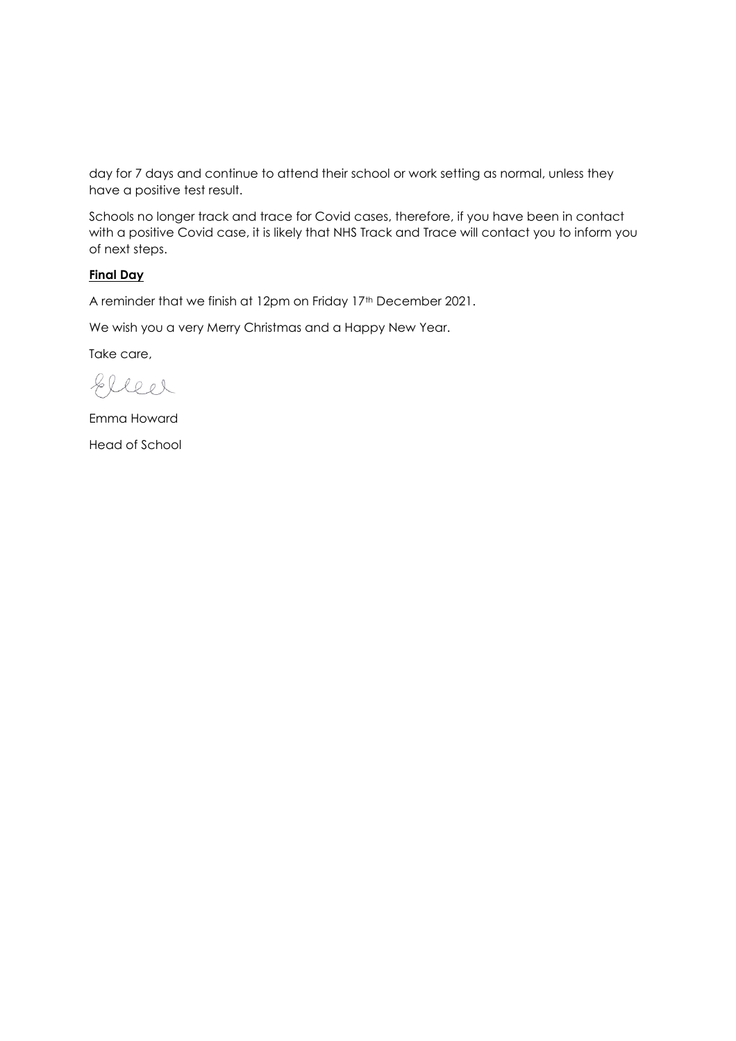day for 7 days and continue to attend their school or work setting as normal, unless they have a positive test result.

Schools no longer track and trace for Covid cases, therefore, if you have been in contact with a positive Covid case, it is likely that NHS Track and Trace will contact you to inform you of next steps.

**Final Day**

A reminder that we finish at 12pm on Friday 17th December 2021.

We wish you a very Merry Christmas and a Happy New Year.

Take care,

Emma Howard

Head of School